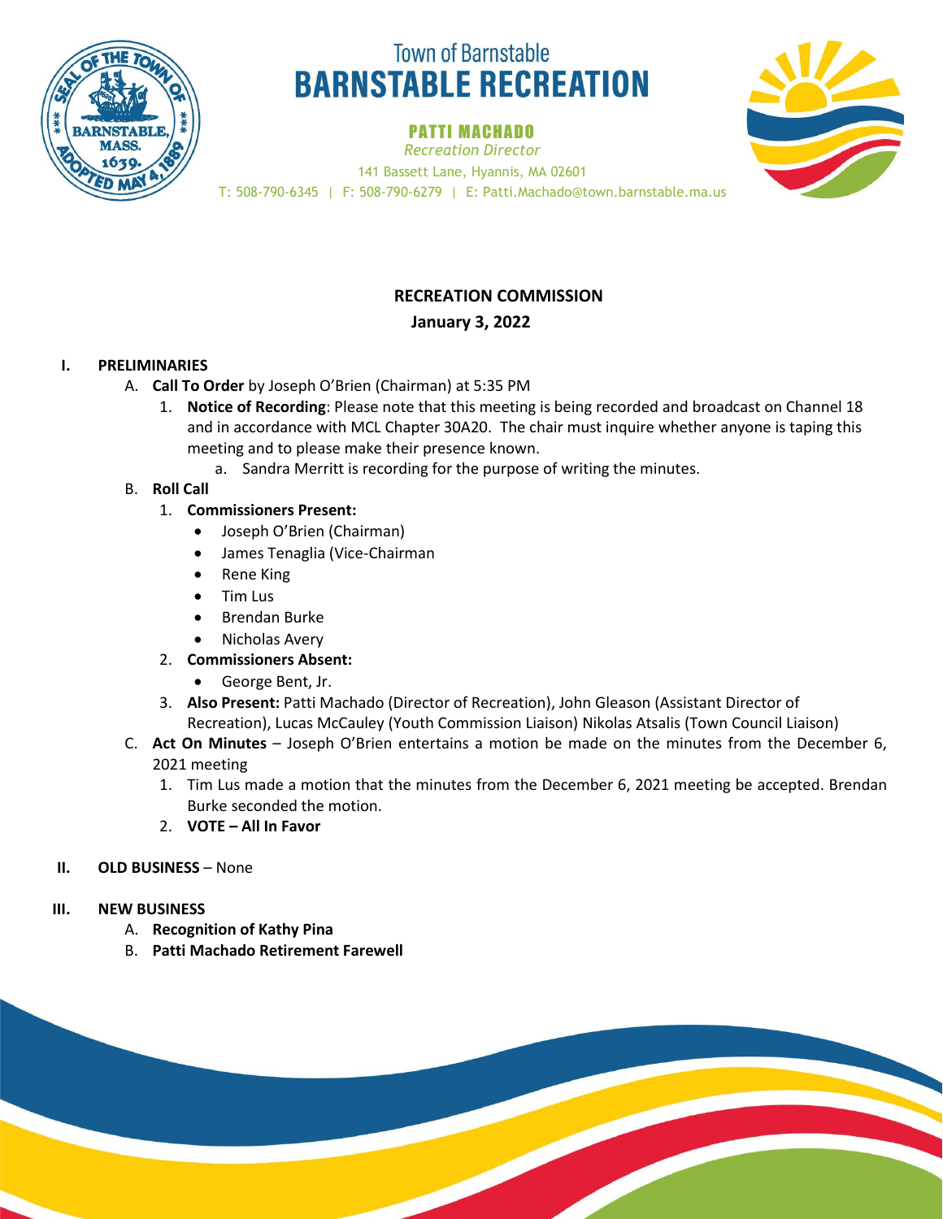Town of Barnstable
# BARNSTABLE RECREATION

**PATTI MACHADO**
*Recreation Director*
141 Bassett Lane, Hyannis, MA 02601
T: 508-790-6345 | F: 508-790-6279 | E: Patti.Machado@town.barnstable.ma.us

## RECREATION COMMISSION
**January 3, 2022**

**I. PRELIMINARIES**

A. **Call To Order** by Joseph O'Brien (Chairman) at 5:35 PM
   1. **Notice of Recording**: Please note that this meeting is being recorded and broadcast on Channel 18 and in accordance with MCL Chapter 30A20. The chair must inquire whether anyone is taping this meeting and to please make their presence known.
      a. Sandra Merritt is recording for the purpose of writing the minutes.

B. **Roll Call**
   1. **Commissioners Present:**
      - Joseph O'Brien (Chairman)
      - James Tenaglia (Vice-Chairman
      - Rene King
      - Tim Lus
      - Brendan Burke
      - Nicholas Avery
   2. **Commissioners Absent:**
      - George Bent, Jr.
   3. **Also Present:** Patti Machado (Director of Recreation), John Gleason (Assistant Director of Recreation), Lucas McCauley (Youth Commission Liaison) Nikolas Atsalis (Town Council Liaison)

C. **Act On Minutes** – Joseph O'Brien entertains a motion be made on the minutes from the December 6, 2021 meeting
   1. Tim Lus made a motion that the minutes from the December 6, 2021 meeting be accepted. Brendan Burke seconded the motion.
   2. **VOTE – All In Favor**

**II. OLD BUSINESS** – None

**III. NEW BUSINESS**

A. **Recognition of Kathy Pina**

B. **Patti Machado Retirement Farewell**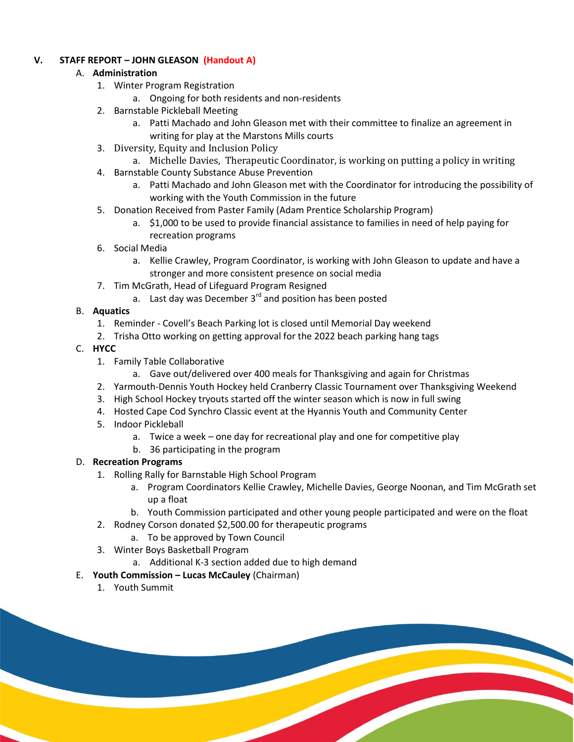## V. STAFF REPORT – JOHN GLEASON (Handout A)

A. **Administration**
   1. Winter Program Registration
      a. Ongoing for both residents and non-residents
   2. Barnstable Pickleball Meeting
      a. Patti Machado and John Gleason met with their committee to finalize an agreement in writing for play at the Marstons Mills courts
   3. Diversity, Equity and Inclusion Policy
      a. Michelle Davies, Therapeutic Coordinator, is working on putting a policy in writing
   4. Barnstable County Substance Abuse Prevention
      a. Patti Machado and John Gleason met with the Coordinator for introducing the possibility of working with the Youth Commission in the future
   5. Donation Received from Paster Family (Adam Prentice Scholarship Program)
      a. $1,000 to be used to provide financial assistance to families in need of help paying for recreation programs
   6. Social Media
      a. Kellie Crawley, Program Coordinator, is working with John Gleason to update and have a stronger and more consistent presence on social media
   7. Tim McGrath, Head of Lifeguard Program Resigned
      a. Last day was December 3rd and position has been posted

B. **Aquatics**
   1. Reminder - Covell's Beach Parking lot is closed until Memorial Day weekend
   2. Trisha Otto working on getting approval for the 2022 beach parking hang tags

C. **HYCC**
   1. Family Table Collaborative
      a. Gave out/delivered over 400 meals for Thanksgiving and again for Christmas
   2. Yarmouth-Dennis Youth Hockey held Cranberry Classic Tournament over Thanksgiving Weekend
   3. High School Hockey tryouts started off the winter season which is now in full swing
   4. Hosted Cape Cod Synchro Classic event at the Hyannis Youth and Community Center
   5. Indoor Pickleball
      a. Twice a week – one day for recreational play and one for competitive play
      b. 36 participating in the program

D. **Recreation Programs**
   1. Rolling Rally for Barnstable High School Program
      a. Program Coordinators Kellie Crawley, Michelle Davies, George Noonan, and Tim McGrath set up a float
      b. Youth Commission participated and other young people participated and were on the float
   2. Rodney Corson donated $2,500.00 for therapeutic programs
      a. To be approved by Town Council
   3. Winter Boys Basketball Program
      a. Additional K-3 section added due to high demand

E. **Youth Commission – Lucas McCauley** (Chairman)
   1. Youth Summit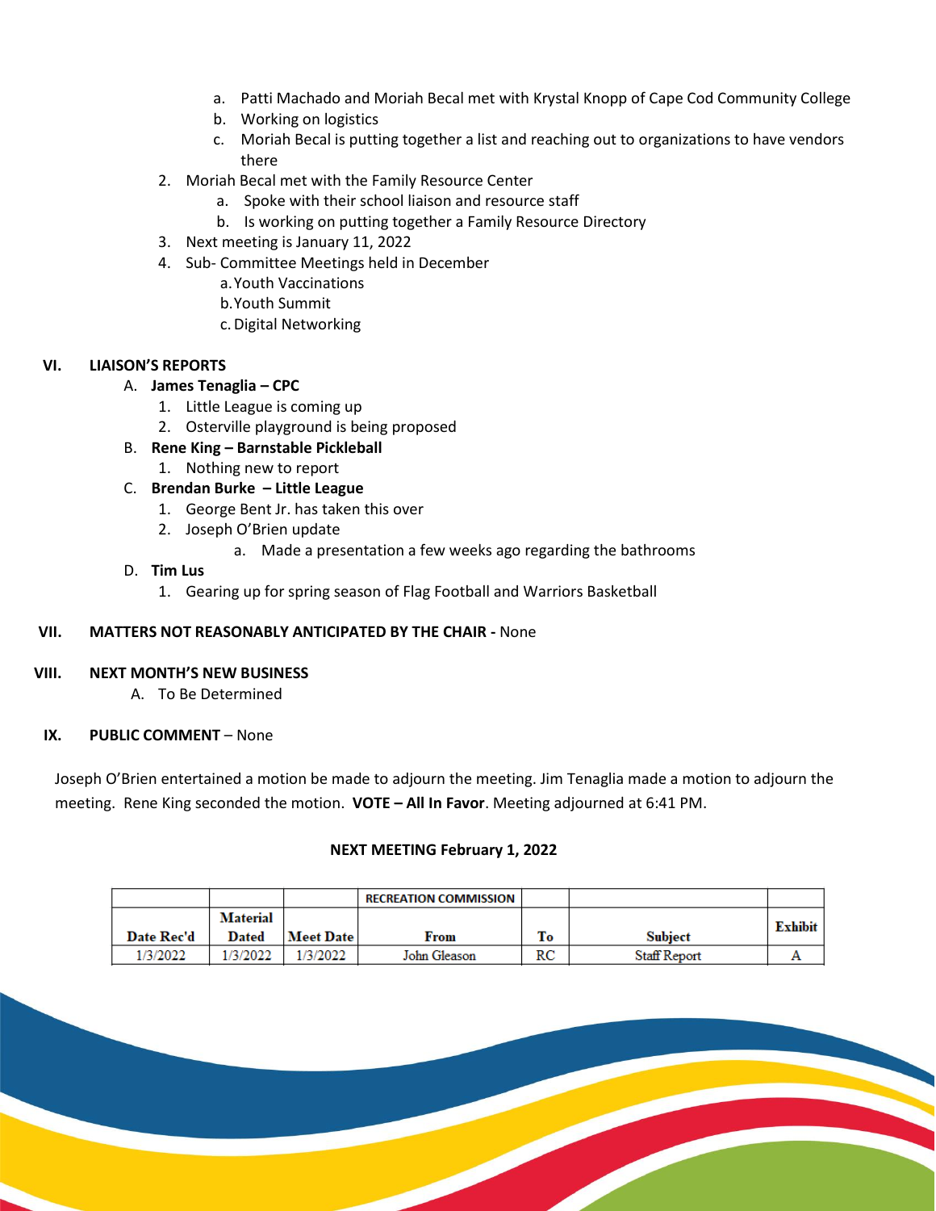a. Patti Machado and Moriah Becal met with Krystal Knopp of Cape Cod Community College
   b. Working on logistics
   c. Moriah Becal is putting together a list and reaching out to organizations to have vendors there
2. Moriah Becal met with the Family Resource Center
   a. Spoke with their school liaison and resource staff
   b. Is working on putting together a Family Resource Directory
3. Next meeting is January 11, 2022
4. Sub- Committee Meetings held in December
   a. Youth Vaccinations
   b. Youth Summit
   c. Digital Networking

**VI. LIAISON'S REPORTS**

A. **James Tenaglia – CPC**
   1. Little League is coming up
   2. Osterville playground is being proposed

B. **Rene King – Barnstable Pickleball**
   1. Nothing new to report

C. **Brendan Burke – Little League**
   1. George Bent Jr. has taken this over
   2. Joseph O'Brien update
      a. Made a presentation a few weeks ago regarding the bathrooms

D. **Tim Lus**
   1. Gearing up for spring season of Flag Football and Warriors Basketball

**VII. MATTERS NOT REASONABLY ANTICIPATED BY THE CHAIR -** None

**VIII. NEXT MONTH'S NEW BUSINESS**

A. To Be Determined

**IX. PUBLIC COMMENT** – None

Joseph O'Brien entertained a motion be made to adjourn the meeting. Jim Tenaglia made a motion to adjourn the meeting. Rene King seconded the motion. **VOTE – All In Favor**. Meeting adjourned at 6:41 PM.

**NEXT MEETING February 1, 2022**

| | | | RECREATION COMMISSION | | | |
|---|---|---|---|---|---|---|
| Date Rec'd | Material Dated | Meet Date | From | To | Subject | Exhibit |
| 1/3/2022 | 1/3/2022 | 1/3/2022 | John Gleason | RC | Staff Report | A |